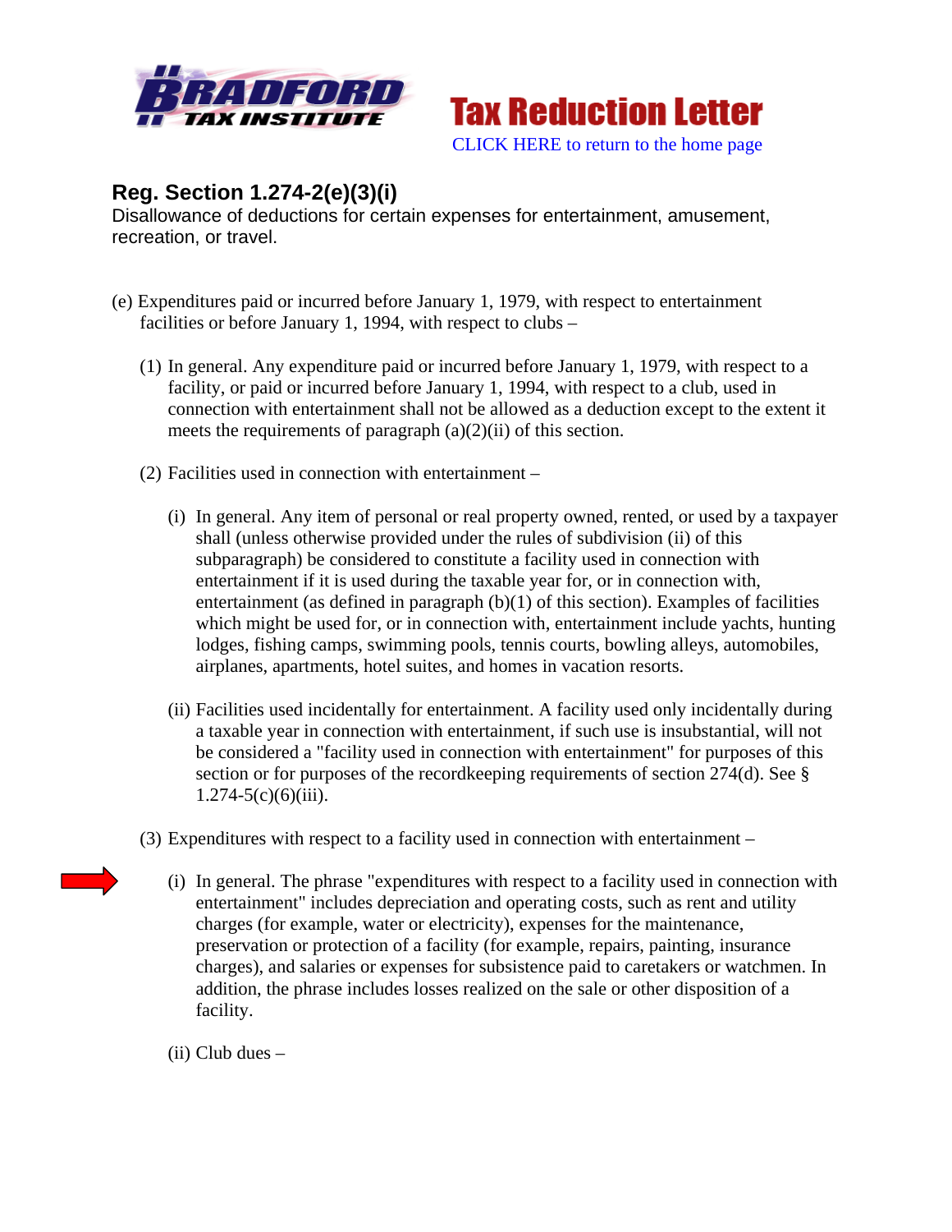Tax Reduction Letter

CLICK HERE to return to the home page

## Reg. Section 1.274-2(e)(3)(i)

Disallowance of deductions for certain expenses for entertainment, amusement, recreation, or travel.

(e) Expenditures paid or incurred before January 1, 1979, with respect to entertainment facilities or before January 1, 1994, with respect to clubs –

(1) In general. Any expenditure paid or incurred before January 1, 1979, with respect to a facility, or paid or incurred before January 1, 1994, with respect to a club, used in connection with entertainment shall not be allowed as a deduction except to the extent it meets the requirements of paragraph (a)(2)(ii) of this section.

(2) Facilities used in connection with entertainment –

(i) In general. Any item of personal or real property owned, rented, or used by a taxpayer shall (unless otherwise provided under the rules of subdivision (ii) of this subparagraph) be considered to constitute a facility used in connection with entertainment if it is used during the taxable year for, or in connection with, entertainment (as defined in paragraph (b)(1) of this section). Examples of facilities which might be used for, or in connection with, entertainment include yachts, hunting lodges, fishing camps, swimming pools, tennis courts, bowling alleys, automobiles, airplanes, apartments, hotel suites, and homes in vacation resorts.

(ii) Facilities used incidentally for entertainment. A facility used only incidentally during a taxable year in connection with entertainment, if such use is insubstantial, will not be considered a "facility used in connection with entertainment" for purposes of this section or for purposes of the recordkeeping requirements of section 274(d). See § 1.274-5(c)(6)(iii).

(3) Expenditures with respect to a facility used in connection with entertainment –

(i) In general. The phrase "expenditures with respect to a facility used in connection with entertainment" includes depreciation and operating costs, such as rent and utility charges (for example, water or electricity), expenses for the maintenance, preservation or protection of a facility (for example, repairs, painting, insurance charges), and salaries or expenses for subsistence paid to caretakers or watchmen. In addition, the phrase includes losses realized on the sale or other disposition of a facility.

(ii) Club dues –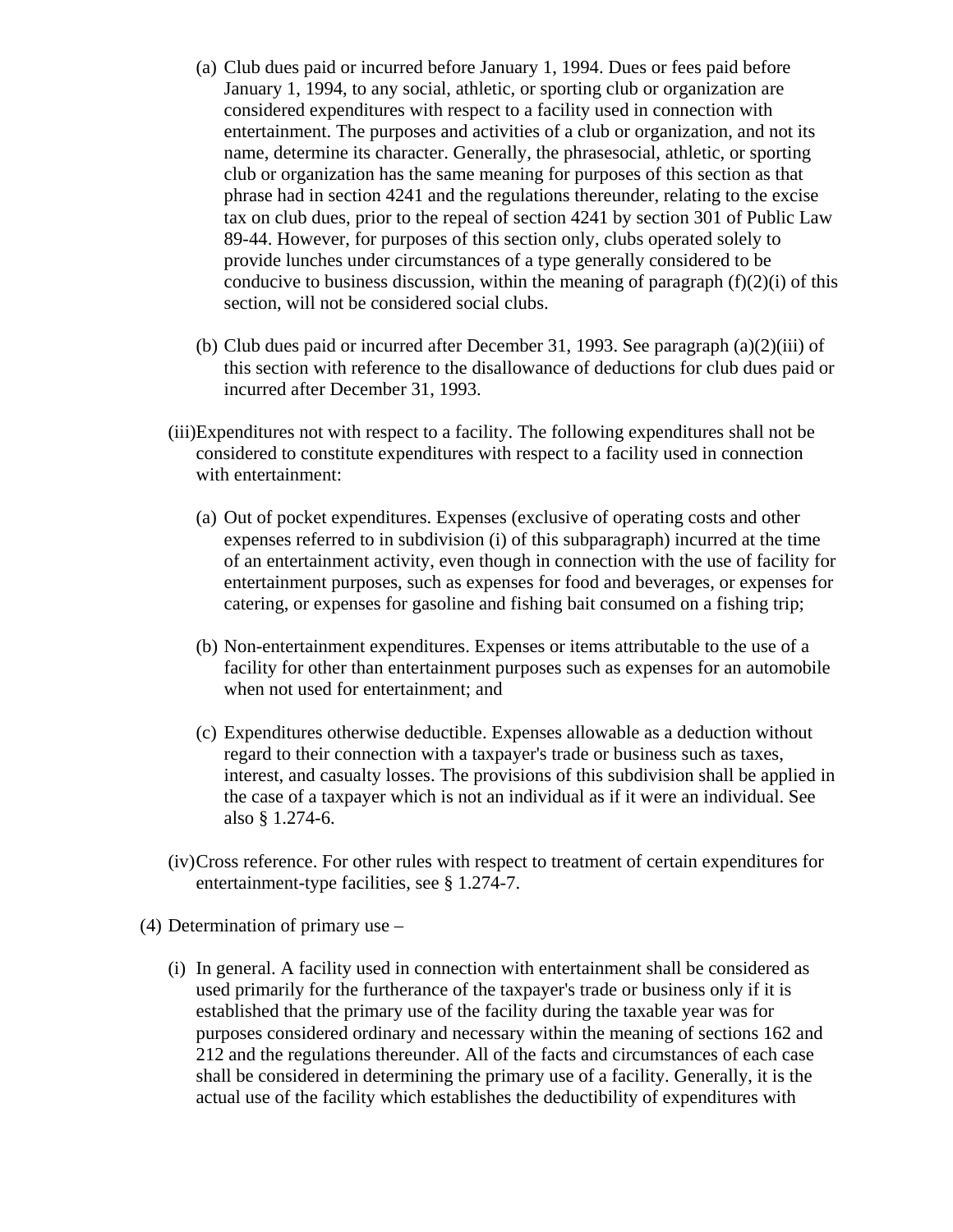(a) Club dues paid or incurred before January 1, 1994. Dues or fees paid before January 1, 1994, to any social, athletic, or sporting club or organization are considered expenditures with respect to a facility used in connection with entertainment. The purposes and activities of a club or organization, and not its name, determine its character. Generally, the phrasesocial, athletic, or sporting club or organization has the same meaning for purposes of this section as that phrase had in section 4241 and the regulations thereunder, relating to the excise tax on club dues, prior to the repeal of section 4241 by section 301 of Public Law 89-44. However, for purposes of this section only, clubs operated solely to provide lunches under circumstances of a type generally considered to be conducive to business discussion, within the meaning of paragraph (f)(2)(i) of this section, will not be considered social clubs.

(b) Club dues paid or incurred after December 31, 1993. See paragraph (a)(2)(iii) of this section with reference to the disallowance of deductions for club dues paid or incurred after December 31, 1993.

(iii) Expenditures not with respect to a facility. The following expenditures shall not be considered to constitute expenditures with respect to a facility used in connection with entertainment:

(a) Out of pocket expenditures. Expenses (exclusive of operating costs and other expenses referred to in subdivision (i) of this subparagraph) incurred at the time of an entertainment activity, even though in connection with the use of facility for entertainment purposes, such as expenses for food and beverages, or expenses for catering, or expenses for gasoline and fishing bait consumed on a fishing trip;

(b) Non-entertainment expenditures. Expenses or items attributable to the use of a facility for other than entertainment purposes such as expenses for an automobile when not used for entertainment; and

(c) Expenditures otherwise deductible. Expenses allowable as a deduction without regard to their connection with a taxpayer's trade or business such as taxes, interest, and casualty losses. The provisions of this subdivision shall be applied in the case of a taxpayer which is not an individual as if it were an individual. See also § 1.274-6.

(iv) Cross reference. For other rules with respect to treatment of certain expenditures for entertainment-type facilities, see § 1.274-7.

(4) Determination of primary use –

(i) In general. A facility used in connection with entertainment shall be considered as used primarily for the furtherance of the taxpayer's trade or business only if it is established that the primary use of the facility during the taxable year was for purposes considered ordinary and necessary within the meaning of sections 162 and 212 and the regulations thereunder. All of the facts and circumstances of each case shall be considered in determining the primary use of a facility. Generally, it is the actual use of the facility which establishes the deductibility of expenditures with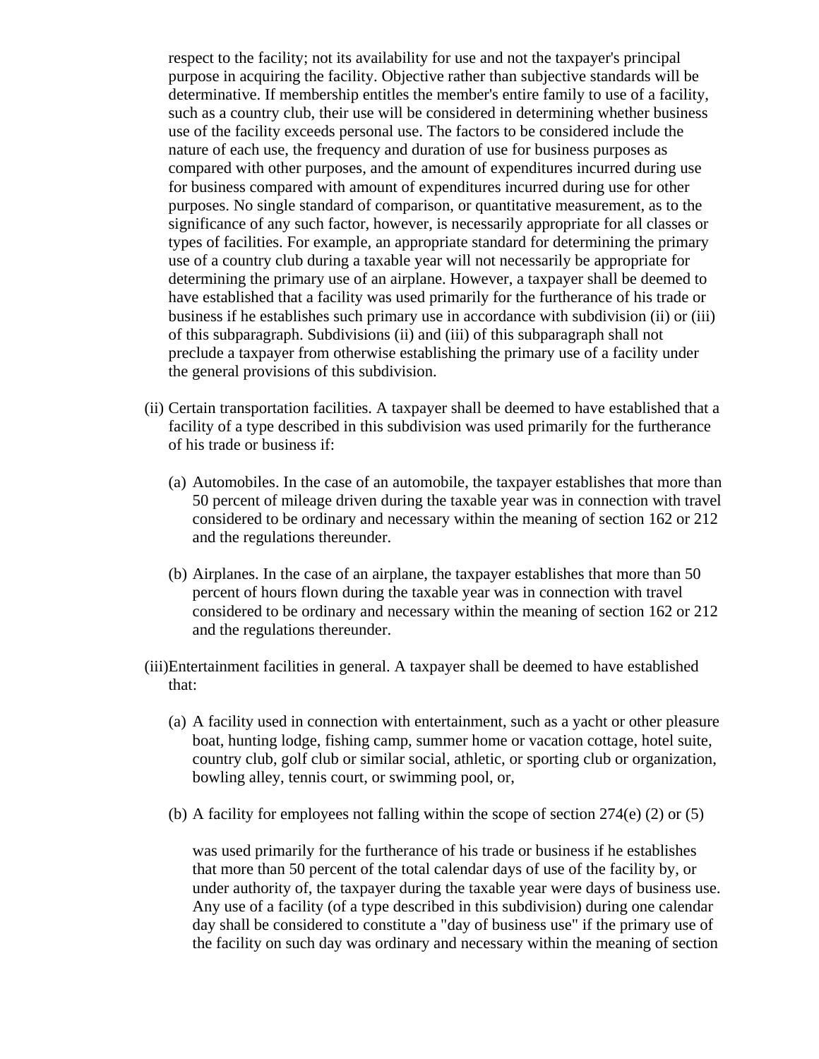respect to the facility; not its availability for use and not the taxpayer's principal purpose in acquiring the facility. Objective rather than subjective standards will be determinative. If membership entitles the member's entire family to use of a facility, such as a country club, their use will be considered in determining whether business use of the facility exceeds personal use. The factors to be considered include the nature of each use, the frequency and duration of use for business purposes as compared with other purposes, and the amount of expenditures incurred during use for business compared with amount of expenditures incurred during use for other purposes. No single standard of comparison, or quantitative measurement, as to the significance of any such factor, however, is necessarily appropriate for all classes or types of facilities. For example, an appropriate standard for determining the primary use of a country club during a taxable year will not necessarily be appropriate for determining the primary use of an airplane. However, a taxpayer shall be deemed to have established that a facility was used primarily for the furtherance of his trade or business if he establishes such primary use in accordance with subdivision (ii) or (iii) of this subparagraph. Subdivisions (ii) and (iii) of this subparagraph shall not preclude a taxpayer from otherwise establishing the primary use of a facility under the general provisions of this subdivision.

(ii) Certain transportation facilities. A taxpayer shall be deemed to have established that a facility of a type described in this subdivision was used primarily for the furtherance of his trade or business if:

(a) Automobiles. In the case of an automobile, the taxpayer establishes that more than 50 percent of mileage driven during the taxable year was in connection with travel considered to be ordinary and necessary within the meaning of section 162 or 212 and the regulations thereunder.

(b) Airplanes. In the case of an airplane, the taxpayer establishes that more than 50 percent of hours flown during the taxable year was in connection with travel considered to be ordinary and necessary within the meaning of section 162 or 212 and the regulations thereunder.

(iii) Entertainment facilities in general. A taxpayer shall be deemed to have established that:

(a) A facility used in connection with entertainment, such as a yacht or other pleasure boat, hunting lodge, fishing camp, summer home or vacation cottage, hotel suite, country club, golf club or similar social, athletic, or sporting club or organization, bowling alley, tennis court, or swimming pool, or,

(b) A facility for employees not falling within the scope of section 274(e) (2) or (5)

was used primarily for the furtherance of his trade or business if he establishes that more than 50 percent of the total calendar days of use of the facility by, or under authority of, the taxpayer during the taxable year were days of business use. Any use of a facility (of a type described in this subdivision) during one calendar day shall be considered to constitute a "day of business use" if the primary use of the facility on such day was ordinary and necessary within the meaning of section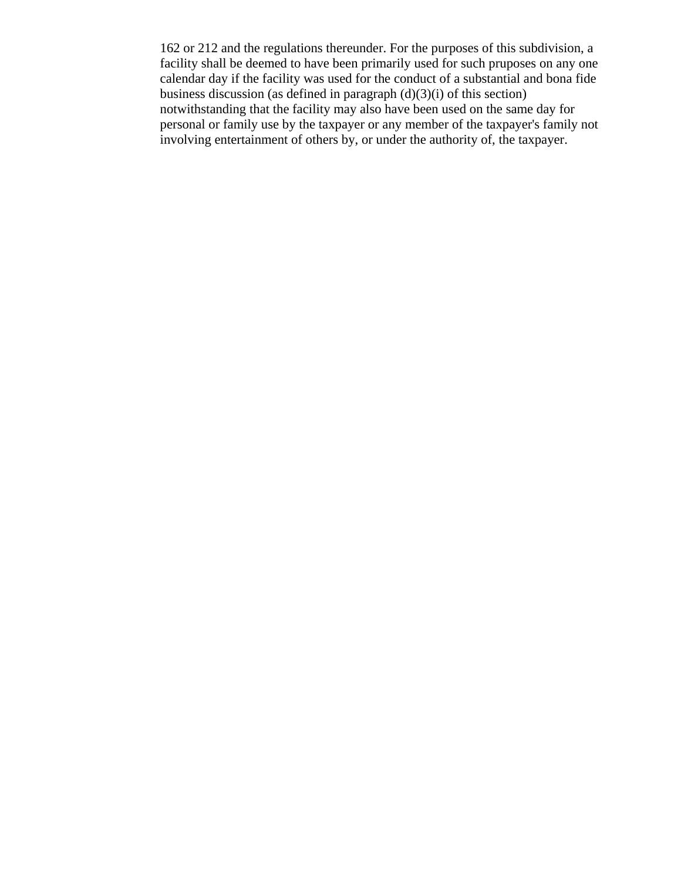162 or 212 and the regulations thereunder. For the purposes of this subdivision, a facility shall be deemed to have been primarily used for such pruposes on any one calendar day if the facility was used for the conduct of a substantial and bona fide business discussion (as defined in paragraph (d)(3)(i) of this section) notwithstanding that the facility may also have been used on the same day for personal or family use by the taxpayer or any member of the taxpayer's family not involving entertainment of others by, or under the authority of, the taxpayer.